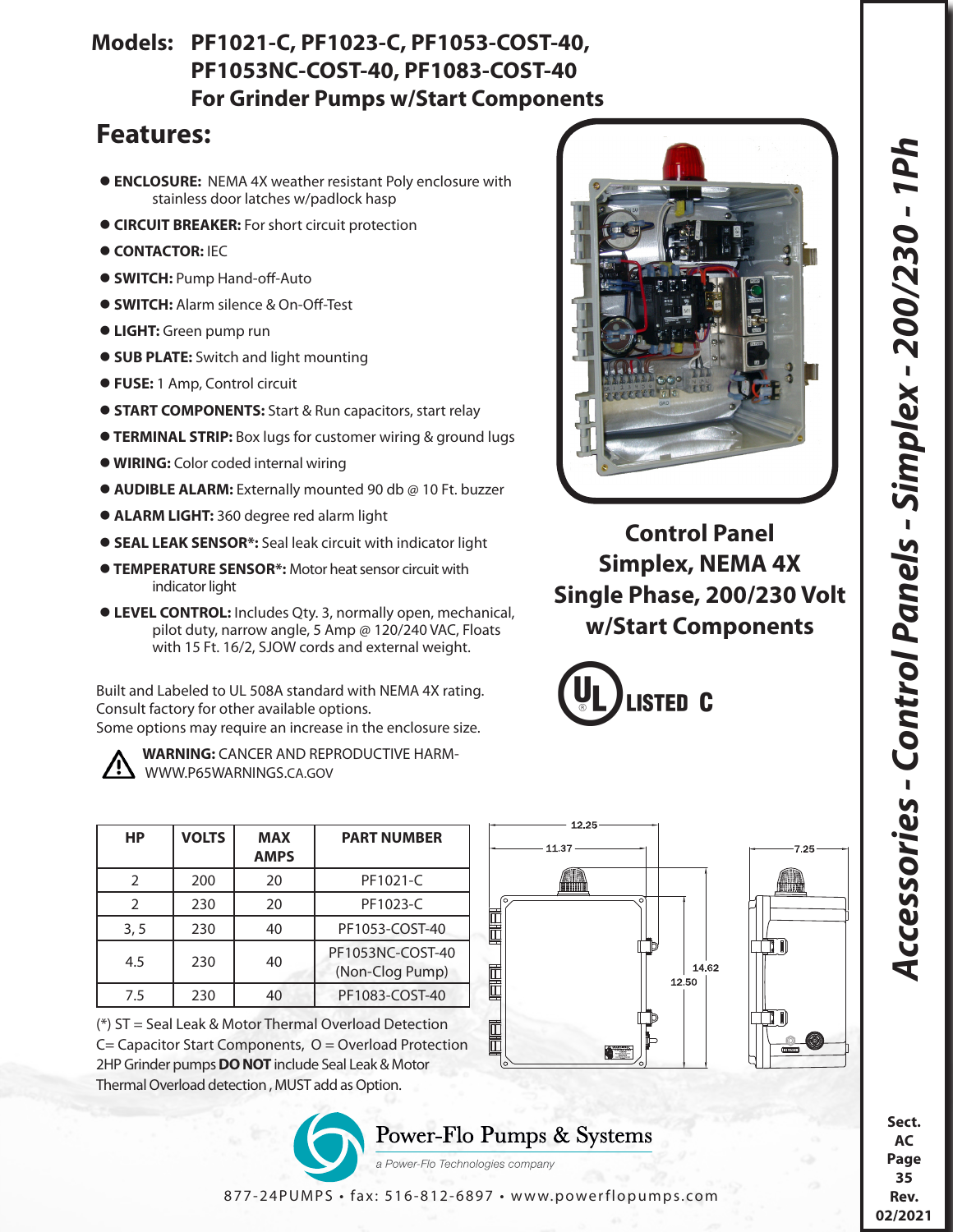# Models: PF1021-C, PF1023-C, PF1053-COST-40, PF1053NC-COST-40, PF1083-COST-40 For Grinder Pumps w/Start Components

## Features:

- **ENCLOSURE:** NEMA 4X weather resistant Poly enclosure with stainless door latches w/padlock hasp
- **CIRCUIT BREAKER:** For short circuit protection
- **CONTACTOR:** IEC
- **SWITCH:** Pump Hand-off-Auto
- **SWITCH:** Alarm silence & On-Off-Test
- **LIGHT:** Green pump run
- **SUB PLATE:** Switch and light mounting
- **FUSE:** 1 Amp, Control circuit
- **START COMPONENTS:** Start & Run capacitors, start relay
- **TERMINAL STRIP:** Box lugs for customer wiring & ground lugs
- **WIRING:** Color coded internal wiring
- **AUDIBLE ALARM:** Externally mounted 90 db @ 10 Ft. buzzer
- **ALARM LIGHT:** 360 degree red alarm light
- **SEAL LEAK SENSOR*:** Seal leak circuit with indicator light
- **TEMPERATURE SENSOR*:** Motor heat sensor circuit with indicator light
- **LEVEL CONTROL:** Includes Qty. 3, normally open, mechanical, pilot duty, narrow angle, 5 Amp @ 120/240 VAC, Floats with 15 Ft. 16/2, SJOW cords and external weight.

Built and Labeled to UL 508A standard with NEMA 4X rating.
Consult factory for other available options.
Some options may require an increase in the enclosure size.

**WARNING:** CANCER AND REPRODUCTIVE HARM- WWW.P65WARNINGS.CA.GOV

## Control Panel Simplex, NEMA 4X Single Phase, 200/230 Volt w/Start Components

UL LISTED C

| HP | VOLTS | MAX AMPS | PART NUMBER |
|---|---|---|---|
| 2 | 200 | 20 | PF1021-C |
| 2 | 230 | 20 | PF1023-C |
| 3, 5 | 230 | 40 | PF1053-COST-40 |
| 4.5 | 230 | 40 | PF1053NC-COST-40 (Non-Clog Pump) |
| 7.5 | 230 | 40 | PF1083-COST-40 |

(*) ST = Seal Leak & Motor Thermal Overload Detection
C= Capacitor Start Components, O = Overload Protection
2HP Grinder pumps **DO NOT** include Seal Leak & Motor Thermal Overload detection , MUST add as Option.

Dimensions: 12.25, 11.37, 14.62, 12.50, 7.25

Power-Flo Pumps & Systems
a Power-Flo Technologies company

877-24PUMPS • fax: 516-812-6897 • www.powerflopumps.com

Accessories - Control Panels - Simplex - 200/230 - 1Ph

Sect. AC Page 35 Rev. 02/2021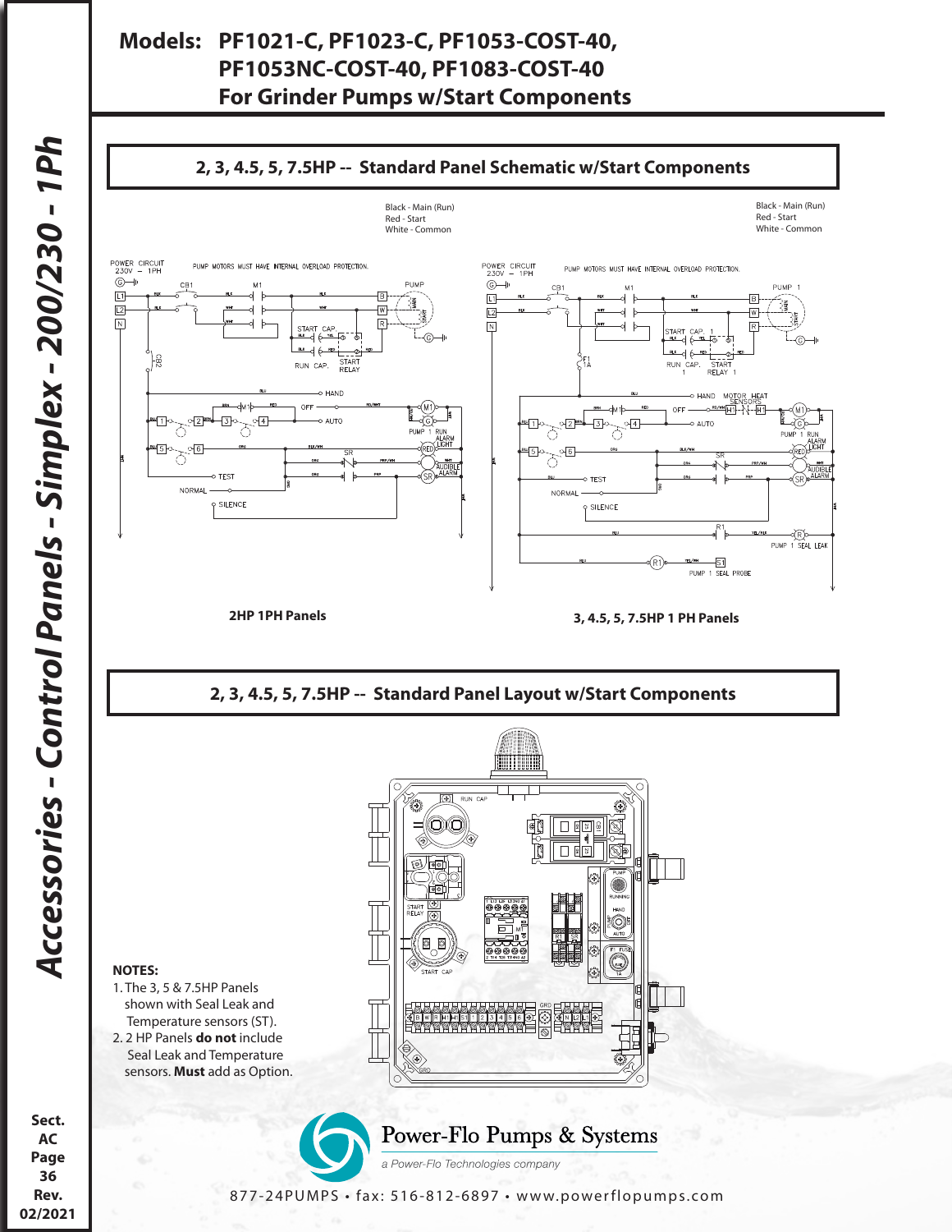# Models: PF1021-C, PF1023-C, PF1053-COST-40, PF1053NC-COST-40, PF1083-COST-40 For Grinder Pumps w/Start Components

## 2, 3, 4.5, 5, 7.5HP -- Standard Panel Schematic w/Start Components

Black - Main (Run)
Red - Start
White - Common

2HP 1PH Panels

3, 4.5, 5, 7.5HP 1 PH Panels

## 2, 3, 4.5, 5, 7.5HP -- Standard Panel Layout w/Start Components

**NOTES:**

1. The 3, 5 & 7.5HP Panels shown with Seal Leak and Temperature sensors (ST).
2. 2 HP Panels **do not** include Seal Leak and Temperature sensors. **Must** add as Option.

Power-Flo Pumps & Systems
a Power-Flo Technologies company

877-24PUMPS • fax: 516-812-6897 • www.powerflopumps.com